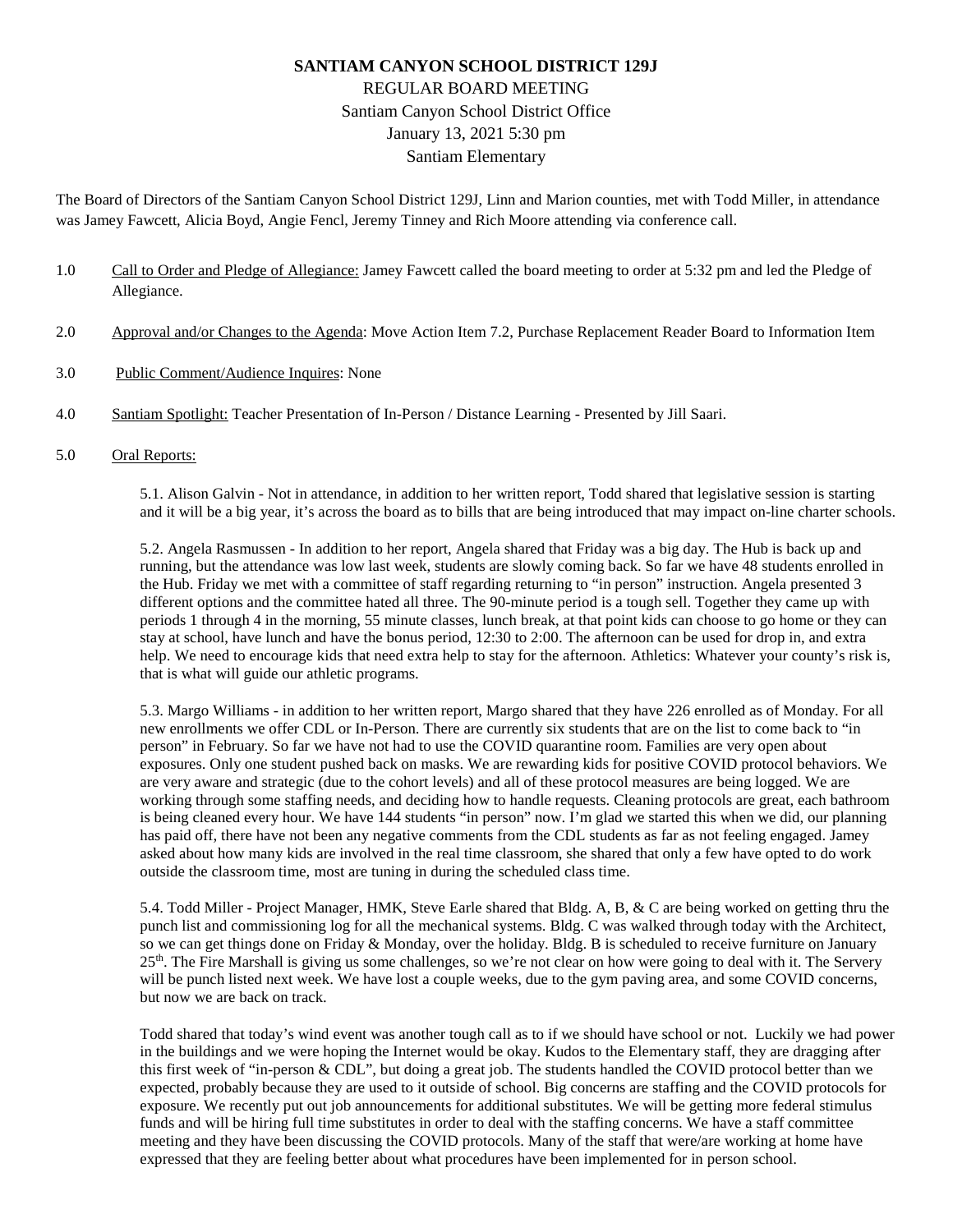# SANTIAM CANYON SCHOOL DISTRICT 129J

REGULAR BOARD MEETING
Santiam Canyon School District Office
January 13, 2021 5:30 pm
Santiam Elementary

The Board of Directors of the Santiam Canyon School District 129J, Linn and Marion counties, met with Todd Miller, in attendance was Jamey Fawcett, Alicia Boyd, Angie Fencl, Jeremy Tinney and Rich Moore attending via conference call.

1.0 Call to Order and Pledge of Allegiance: Jamey Fawcett called the board meeting to order at 5:32 pm and led the Pledge of Allegiance.

2.0 Approval and/or Changes to the Agenda: Move Action Item 7.2, Purchase Replacement Reader Board to Information Item

3.0 Public Comment/Audience Inquires: None

4.0 Santiam Spotlight: Teacher Presentation of In-Person / Distance Learning - Presented by Jill Saari.

5.0 Oral Reports:

5.1. Alison Galvin - Not in attendance, in addition to her written report, Todd shared that legislative session is starting and it will be a big year, it's across the board as to bills that are being introduced that may impact on-line charter schools.

5.2. Angela Rasmussen - In addition to her report, Angela shared that Friday was a big day. The Hub is back up and running, but the attendance was low last week, students are slowly coming back. So far we have 48 students enrolled in the Hub. Friday we met with a committee of staff regarding returning to "in person" instruction. Angela presented 3 different options and the committee hated all three. The 90-minute period is a tough sell. Together they came up with periods 1 through 4 in the morning, 55 minute classes, lunch break, at that point kids can choose to go home or they can stay at school, have lunch and have the bonus period, 12:30 to 2:00. The afternoon can be used for drop in, and extra help. We need to encourage kids that need extra help to stay for the afternoon. Athletics: Whatever your county's risk is, that is what will guide our athletic programs.

5.3. Margo Williams - in addition to her written report, Margo shared that they have 226 enrolled as of Monday. For all new enrollments we offer CDL or In-Person. There are currently six students that are on the list to come back to "in person" in February. So far we have not had to use the COVID quarantine room. Families are very open about exposures. Only one student pushed back on masks. We are rewarding kids for positive COVID protocol behaviors. We are very aware and strategic (due to the cohort levels) and all of these protocol measures are being logged. We are working through some staffing needs, and deciding how to handle requests. Cleaning protocols are great, each bathroom is being cleaned every hour. We have 144 students "in person" now. I'm glad we started this when we did, our planning has paid off, there have not been any negative comments from the CDL students as far as not feeling engaged. Jamey asked about how many kids are involved in the real time classroom, she shared that only a few have opted to do work outside the classroom time, most are tuning in during the scheduled class time.

5.4. Todd Miller - Project Manager, HMK, Steve Earle shared that Bldg. A, B, & C are being worked on getting thru the punch list and commissioning log for all the mechanical systems. Bldg. C was walked through today with the Architect, so we can get things done on Friday & Monday, over the holiday. Bldg. B is scheduled to receive furniture on January 25th. The Fire Marshall is giving us some challenges, so we're not clear on how were going to deal with it. The Servery will be punch listed next week. We have lost a couple weeks, due to the gym paving area, and some COVID concerns, but now we are back on track.

Todd shared that today's wind event was another tough call as to if we should have school or not. Luckily we had power in the buildings and we were hoping the Internet would be okay. Kudos to the Elementary staff, they are dragging after this first week of "in-person & CDL", but doing a great job. The students handled the COVID protocol better than we expected, probably because they are used to it outside of school. Big concerns are staffing and the COVID protocols for exposure. We recently put out job announcements for additional substitutes. We will be getting more federal stimulus funds and will be hiring full time substitutes in order to deal with the staffing concerns. We have a staff committee meeting and they have been discussing the COVID protocols. Many of the staff that were/are working at home have expressed that they are feeling better about what procedures have been implemented for in person school.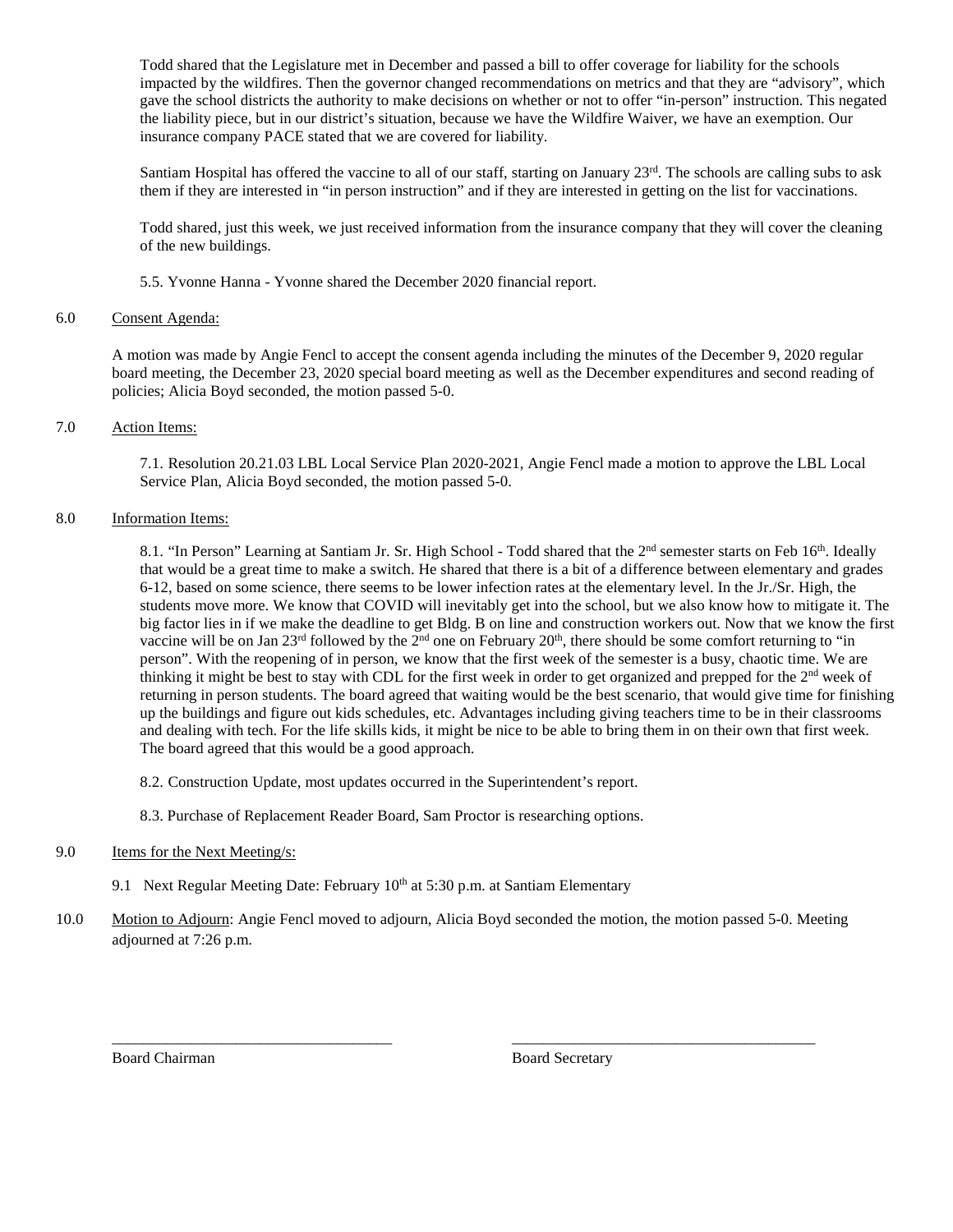Todd shared that the Legislature met in December and passed a bill to offer coverage for liability for the schools impacted by the wildfires. Then the governor changed recommendations on metrics and that they are "advisory", which gave the school districts the authority to make decisions on whether or not to offer "in-person" instruction. This negated the liability piece, but in our district's situation, because we have the Wildfire Waiver, we have an exemption. Our insurance company PACE stated that we are covered for liability.

Santiam Hospital has offered the vaccine to all of our staff, starting on January 23rd. The schools are calling subs to ask them if they are interested in "in person instruction" and if they are interested in getting on the list for vaccinations.

Todd shared, just this week, we just received information from the insurance company that they will cover the cleaning of the new buildings.

5.5. Yvonne Hanna - Yvonne shared the December 2020 financial report.

6.0 Consent Agenda:

A motion was made by Angie Fencl to accept the consent agenda including the minutes of the December 9, 2020 regular board meeting, the December 23, 2020 special board meeting as well as the December expenditures and second reading of policies; Alicia Boyd seconded, the motion passed 5-0.

7.0 Action Items:

7.1. Resolution 20.21.03 LBL Local Service Plan 2020-2021, Angie Fencl made a motion to approve the LBL Local Service Plan, Alicia Boyd seconded, the motion passed 5-0.

8.0 Information Items:

8.1. "In Person" Learning at Santiam Jr. Sr. High School - Todd shared that the 2nd semester starts on Feb 16th. Ideally that would be a great time to make a switch. He shared that there is a bit of a difference between elementary and grades 6-12, based on some science, there seems to be lower infection rates at the elementary level. In the Jr./Sr. High, the students move more. We know that COVID will inevitably get into the school, but we also know how to mitigate it. The big factor lies in if we make the deadline to get Bldg. B on line and construction workers out. Now that we know the first vaccine will be on Jan 23rd followed by the 2nd one on February 20th, there should be some comfort returning to "in person". With the reopening of in person, we know that the first week of the semester is a busy, chaotic time. We are thinking it might be best to stay with CDL for the first week in order to get organized and prepped for the 2nd week of returning in person students. The board agreed that waiting would be the best scenario, that would give time for finishing up the buildings and figure out kids schedules, etc. Advantages including giving teachers time to be in their classrooms and dealing with tech. For the life skills kids, it might be nice to be able to bring them in on their own that first week. The board agreed that this would be a good approach.

8.2. Construction Update, most updates occurred in the Superintendent's report.

8.3. Purchase of Replacement Reader Board, Sam Proctor is researching options.

9.0 Items for the Next Meeting/s:

9.1 Next Regular Meeting Date: February 10th at 5:30 p.m. at Santiam Elementary

10.0 Motion to Adjourn: Angie Fencl moved to adjourn, Alicia Boyd seconded the motion, the motion passed 5-0. Meeting adjourned at 7:26 p.m.

\_\_\_\_\_\_\_\_\_\_\_\_\_\_\_\_\_\_\_\_\_\_\_\_\_\_\_\_\_\_\_\_\_\_\_\_
Board Chairman

\_\_\_\_\_\_\_\_\_\_\_\_\_\_\_\_\_\_\_\_\_\_\_\_\_\_\_\_\_\_\_\_\_\_\_\_\_\_\_\_
Board Secretary